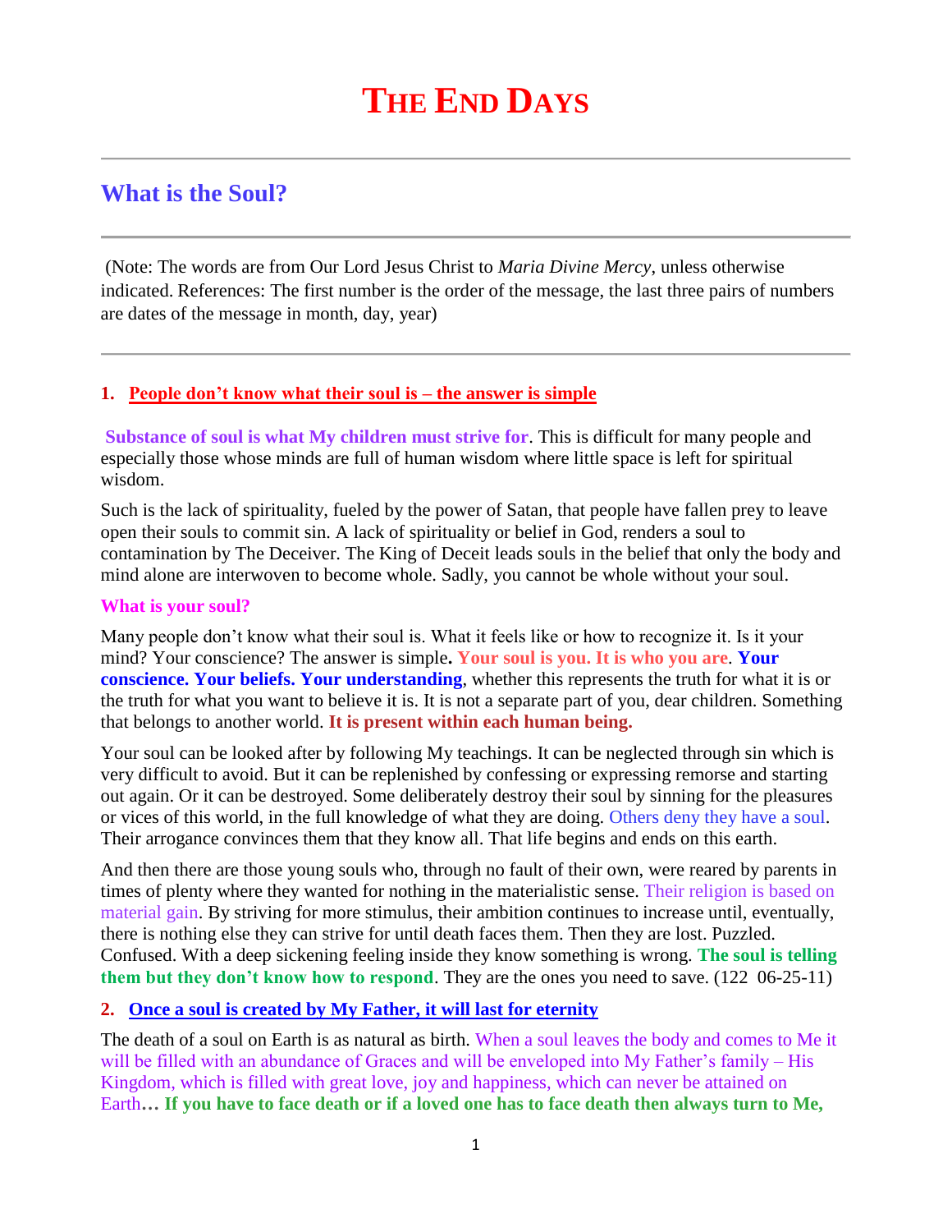# THE END DAYS

## What is the Soul?

(Note: The words are from Our Lord Jesus Christ to *Maria Divine Mercy*, unless otherwise indicated. References: The first number is the order of the message, the last three pairs of numbers are dates of the message in month, day, year)

### 1. People don't know what their soul is – the answer is simple

**Substance of soul is what My children must strive for**. This is difficult for many people and especially those whose minds are full of human wisdom where little space is left for spiritual wisdom.

Such is the lack of spirituality, fueled by the power of Satan, that people have fallen prey to leave open their souls to commit sin. A lack of spirituality or belief in God, renders a soul to contamination by The Deceiver. The King of Deceit leads souls in the belief that only the body and mind alone are interwoven to become whole. Sadly, you cannot be whole without your soul.

**What is your soul?**

Many people don't know what their soul is. What it feels like or how to recognize it. Is it your mind? Your conscience? The answer is simple**.** **Your soul is you. It is who you are**. **Your conscience. Your beliefs. Your understanding**, whether this represents the truth for what it is or the truth for what you want to believe it is. It is not a separate part of you, dear children. Something that belongs to another world. **It is present within each human being.**

Your soul can be looked after by following My teachings. It can be neglected through sin which is very difficult to avoid. But it can be replenished by confessing or expressing remorse and starting out again. Or it can be destroyed. Some deliberately destroy their soul by sinning for the pleasures or vices of this world, in the full knowledge of what they are doing. Others deny they have a soul. Their arrogance convinces them that they know all. That life begins and ends on this earth.

And then there are those young souls who, through no fault of their own, were reared by parents in times of plenty where they wanted for nothing in the materialistic sense. Their religion is based on material gain. By striving for more stimulus, their ambition continues to increase until, eventually, there is nothing else they can strive for until death faces them. Then they are lost. Puzzled. Confused. With a deep sickening feeling inside they know something is wrong. **The soul is telling them but they don't know how to respond**. They are the ones you need to save. (122 06-25-11)

### 2. Once a soul is created by My Father, it will last for eternity

The death of a soul on Earth is as natural as birth. When a soul leaves the body and comes to Me it will be filled with an abundance of Graces and will be enveloped into My Father's family – His Kingdom, which is filled with great love, joy and happiness, which can never be attained on Earth**… If you have to face death or if a loved one has to face death then always turn to Me,**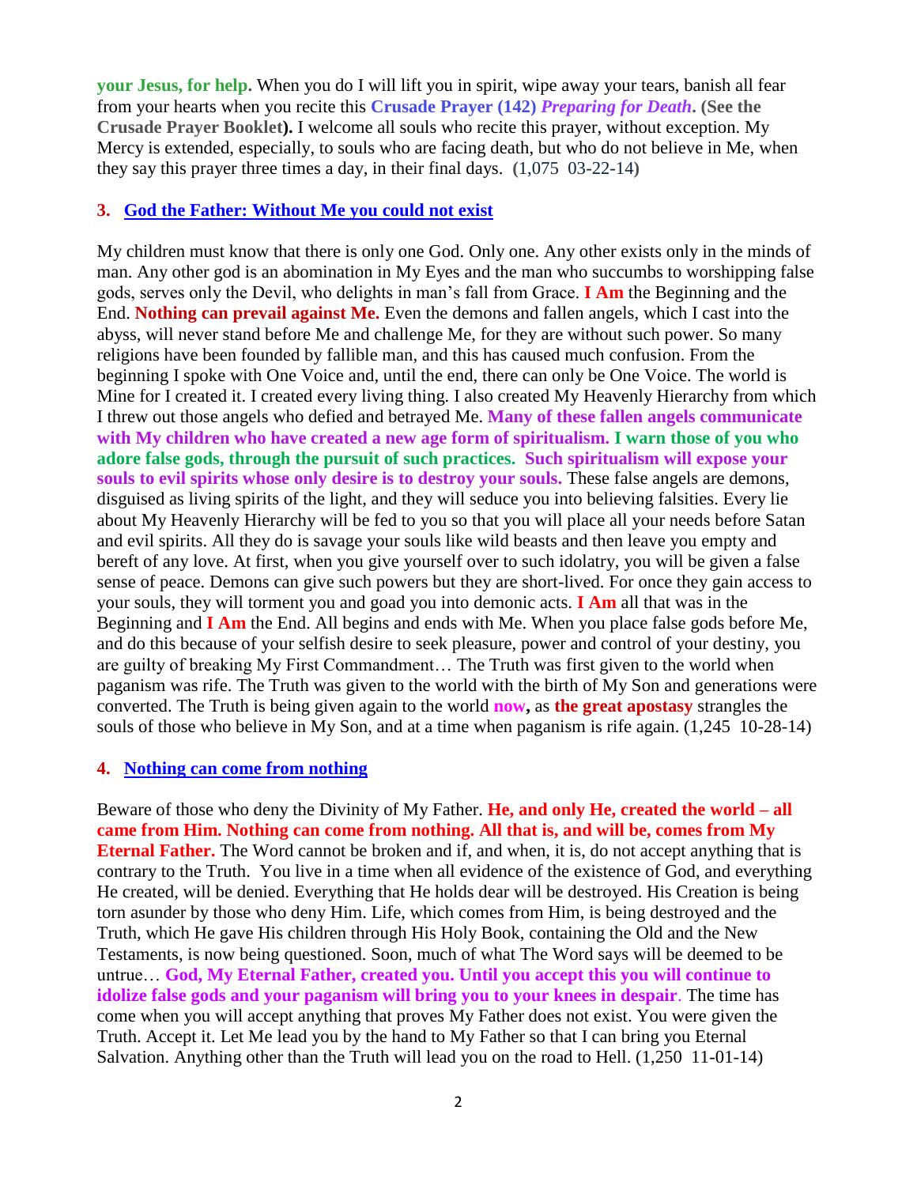**your Jesus, for help.** When you do I will lift you in spirit, wipe away your tears, banish all fear from your hearts when you recite this **Crusade Prayer (142)** ***Preparing for Death*****. (See the Crusade Prayer Booklet).** I welcome all souls who recite this prayer, without exception. My Mercy is extended, especially, to souls who are facing death, but who do not believe in Me, when they say this prayer three times a day, in their final days. (1,075 03-22-14)

### 3. God the Father: Without Me you could not exist

My children must know that there is only one God. Only one. Any other exists only in the minds of man. Any other god is an abomination in My Eyes and the man who succumbs to worshipping false gods, serves only the Devil, who delights in man's fall from Grace. **I Am** the Beginning and the End. **Nothing can prevail against Me.** Even the demons and fallen angels, which I cast into the abyss, will never stand before Me and challenge Me, for they are without such power. So many religions have been founded by fallible man, and this has caused much confusion. From the beginning I spoke with One Voice and, until the end, there can only be One Voice. The world is Mine for I created it. I created every living thing. I also created My Heavenly Hierarchy from which I threw out those angels who defied and betrayed Me. **Many of these fallen angels communicate with My children who have created a new age form of spiritualism. I warn those of you who adore false gods, through the pursuit of such practices. Such spiritualism will expose your souls to evil spirits whose only desire is to destroy your souls.** These false angels are demons, disguised as living spirits of the light, and they will seduce you into believing falsities. Every lie about My Heavenly Hierarchy will be fed to you so that you will place all your needs before Satan and evil spirits. All they do is savage your souls like wild beasts and then leave you empty and bereft of any love. At first, when you give yourself over to such idolatry, you will be given a false sense of peace. Demons can give such powers but they are short-lived. For once they gain access to your souls, they will torment you and goad you into demonic acts. **I Am** all that was in the Beginning and **I Am** the End. All begins and ends with Me. When you place false gods before Me, and do this because of your selfish desire to seek pleasure, power and control of your destiny, you are guilty of breaking My First Commandment… The Truth was first given to the world when paganism was rife. The Truth was given to the world with the birth of My Son and generations were converted. The Truth is being given again to the world **now,** as **the great apostasy** strangles the souls of those who believe in My Son, and at a time when paganism is rife again. (1,245 10-28-14)

### 4. Nothing can come from nothing

Beware of those who deny the Divinity of My Father. **He, and only He, created the world – all came from Him. Nothing can come from nothing. All that is, and will be, comes from My Eternal Father.** The Word cannot be broken and if, and when, it is, do not accept anything that is contrary to the Truth. You live in a time when all evidence of the existence of God, and everything He created, will be denied. Everything that He holds dear will be destroyed. His Creation is being torn asunder by those who deny Him. Life, which comes from Him, is being destroyed and the Truth, which He gave His children through His Holy Book, containing the Old and the New Testaments, is now being questioned. Soon, much of what The Word says will be deemed to be untrue… **God, My Eternal Father, created you. Until you accept this you will continue to idolize false gods and your paganism will bring you to your knees in despair**. The time has come when you will accept anything that proves My Father does not exist. You were given the Truth. Accept it. Let Me lead you by the hand to My Father so that I can bring you Eternal Salvation. Anything other than the Truth will lead you on the road to Hell. (1,250 11-01-14)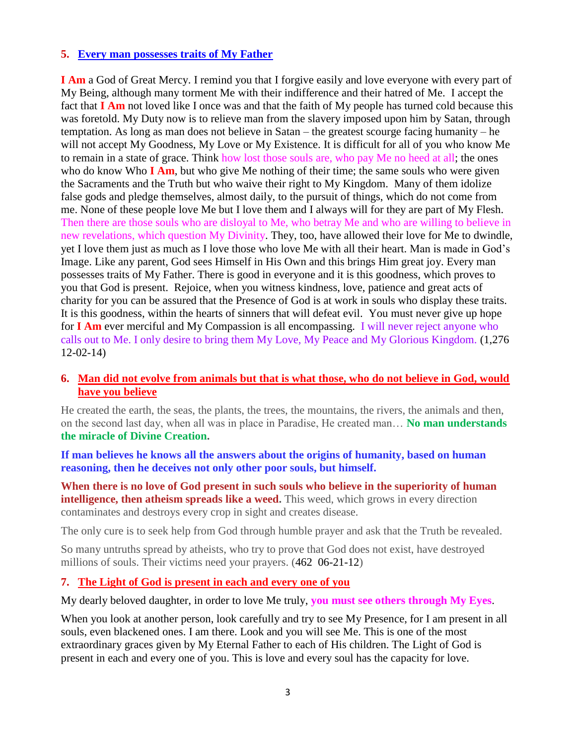## 5. Every man possesses traits of My Father

**I Am** a God of Great Mercy. I remind you that I forgive easily and love everyone with every part of My Being, although many torment Me with their indifference and their hatred of Me. I accept the fact that **I Am** not loved like I once was and that the faith of My people has turned cold because this was foretold. My Duty now is to relieve man from the slavery imposed upon him by Satan, through temptation. As long as man does not believe in Satan – the greatest scourge facing humanity – he will not accept My Goodness, My Love or My Existence. It is difficult for all of you who know Me to remain in a state of grace. Think how lost those souls are, who pay Me no heed at all; the ones who do know Who **I Am**, but who give Me nothing of their time; the same souls who were given the Sacraments and the Truth but who waive their right to My Kingdom. Many of them idolize false gods and pledge themselves, almost daily, to the pursuit of things, which do not come from me. None of these people love Me but I love them and I always will for they are part of My Flesh. Then there are those souls who are disloyal to Me, who betray Me and who are willing to believe in new revelations, which question My Divinity. They, too, have allowed their love for Me to dwindle, yet I love them just as much as I love those who love Me with all their heart. Man is made in God's Image. Like any parent, God sees Himself in His Own and this brings Him great joy. Every man possesses traits of My Father. There is good in everyone and it is this goodness, which proves to you that God is present. Rejoice, when you witness kindness, love, patience and great acts of charity for you can be assured that the Presence of God is at work in souls who display these traits. It is this goodness, within the hearts of sinners that will defeat evil. You must never give up hope for **I Am** ever merciful and My Compassion is all encompassing. I will never reject anyone who calls out to Me. I only desire to bring them My Love, My Peace and My Glorious Kingdom. (1,276 12-02-14)

## 6. Man did not evolve from animals but that is what those, who do not believe in God, would have you believe

He created the earth, the seas, the plants, the trees, the mountains, the rivers, the animals and then, on the second last day, when all was in place in Paradise, He created man… **No man understands the miracle of Divine Creation.**

**If man believes he knows all the answers about the origins of humanity, based on human reasoning, then he deceives not only other poor souls, but himself.**

**When there is no love of God present in such souls who believe in the superiority of human intelligence, then atheism spreads like a weed.** This weed, which grows in every direction contaminates and destroys every crop in sight and creates disease.

The only cure is to seek help from God through humble prayer and ask that the Truth be revealed.

So many untruths spread by atheists, who try to prove that God does not exist, have destroyed millions of souls. Their victims need your prayers. (462 06-21-12)

## 7. The Light of God is present in each and every one of you

My dearly beloved daughter, in order to love Me truly, **you must see others through My Eyes**.

When you look at another person, look carefully and try to see My Presence, for I am present in all souls, even blackened ones. I am there. Look and you will see Me. This is one of the most extraordinary graces given by My Eternal Father to each of His children. The Light of God is present in each and every one of you. This is love and every soul has the capacity for love.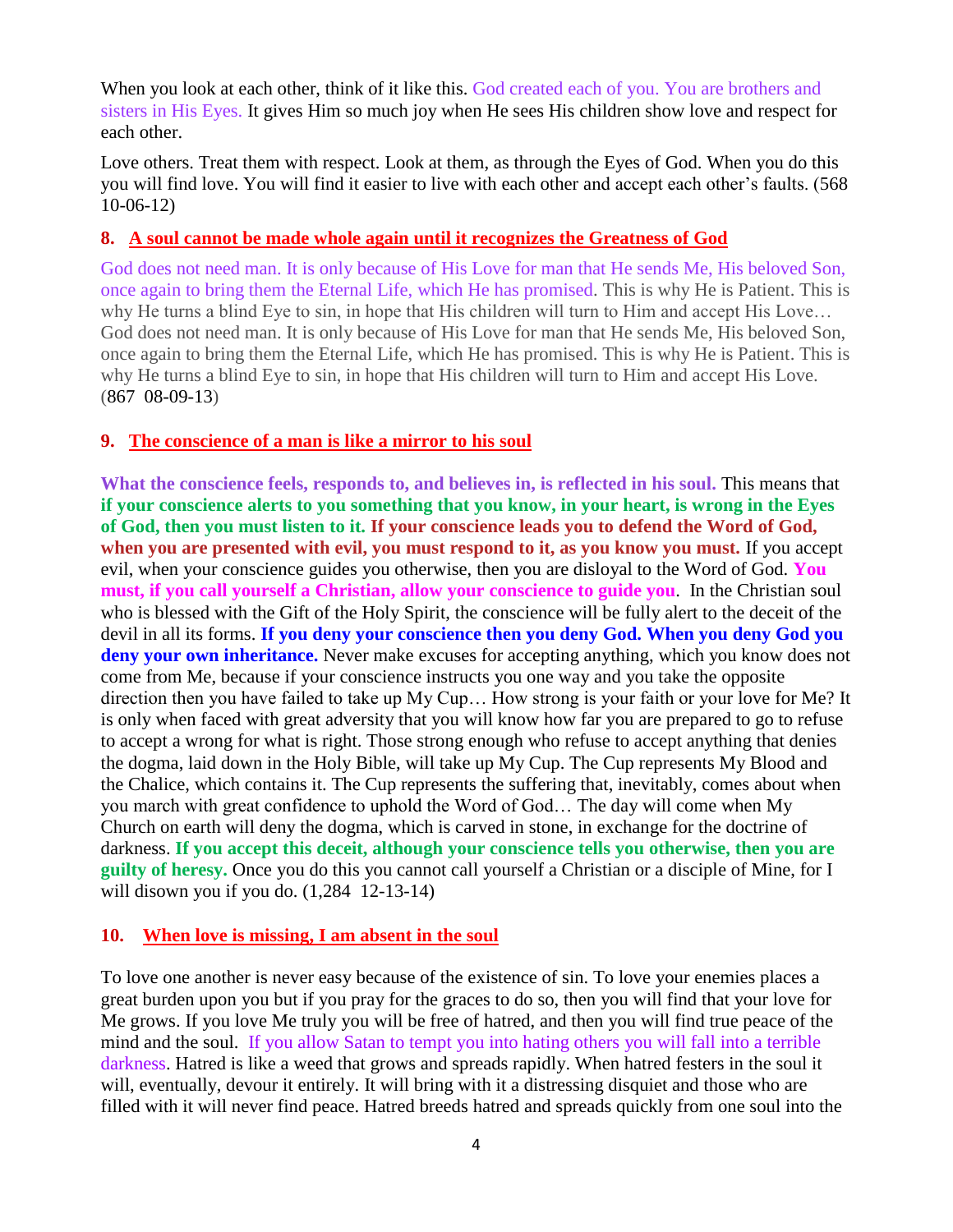When you look at each other, think of it like this. God created each of you. You are brothers and sisters in His Eyes. It gives Him so much joy when He sees His children show love and respect for each other.

Love others. Treat them with respect. Look at them, as through the Eyes of God. When you do this you will find love. You will find it easier to live with each other and accept each other's faults. (568 10-06-12)

## 8. A soul cannot be made whole again until it recognizes the Greatness of God

God does not need man. It is only because of His Love for man that He sends Me, His beloved Son, once again to bring them the Eternal Life, which He has promised. This is why He is Patient. This is why He turns a blind Eye to sin, in hope that His children will turn to Him and accept His Love… God does not need man. It is only because of His Love for man that He sends Me, His beloved Son, once again to bring them the Eternal Life, which He has promised. This is why He is Patient. This is why He turns a blind Eye to sin, in hope that His children will turn to Him and accept His Love. (867 08-09-13)

## 9. The conscience of a man is like a mirror to his soul

**What the conscience feels, responds to, and believes in, is reflected in his soul.** This means that **if your conscience alerts to you something that you know, in your heart, is wrong in the Eyes of God, then you must listen to it. If your conscience leads you to defend the Word of God, when you are presented with evil, you must respond to it, as you know you must.** If you accept evil, when your conscience guides you otherwise, then you are disloyal to the Word of God. **You must, if you call yourself a Christian, allow your conscience to guide you**. In the Christian soul who is blessed with the Gift of the Holy Spirit, the conscience will be fully alert to the deceit of the devil in all its forms. **If you deny your conscience then you deny God. When you deny God you deny your own inheritance.** Never make excuses for accepting anything, which you know does not come from Me, because if your conscience instructs you one way and you take the opposite direction then you have failed to take up My Cup… How strong is your faith or your love for Me? It is only when faced with great adversity that you will know how far you are prepared to go to refuse to accept a wrong for what is right. Those strong enough who refuse to accept anything that denies the dogma, laid down in the Holy Bible, will take up My Cup. The Cup represents My Blood and the Chalice, which contains it. The Cup represents the suffering that, inevitably, comes about when you march with great confidence to uphold the Word of God… The day will come when My Church on earth will deny the dogma, which is carved in stone, in exchange for the doctrine of darkness. **If you accept this deceit, although your conscience tells you otherwise, then you are guilty of heresy.** Once you do this you cannot call yourself a Christian or a disciple of Mine, for I will disown you if you do. (1,284 12-13-14)

## 10. When love is missing, I am absent in the soul

To love one another is never easy because of the existence of sin. To love your enemies places a great burden upon you but if you pray for the graces to do so, then you will find that your love for Me grows. If you love Me truly you will be free of hatred, and then you will find true peace of the mind and the soul. If you allow Satan to tempt you into hating others you will fall into a terrible darkness. Hatred is like a weed that grows and spreads rapidly. When hatred festers in the soul it will, eventually, devour it entirely. It will bring with it a distressing disquiet and those who are filled with it will never find peace. Hatred breeds hatred and spreads quickly from one soul into the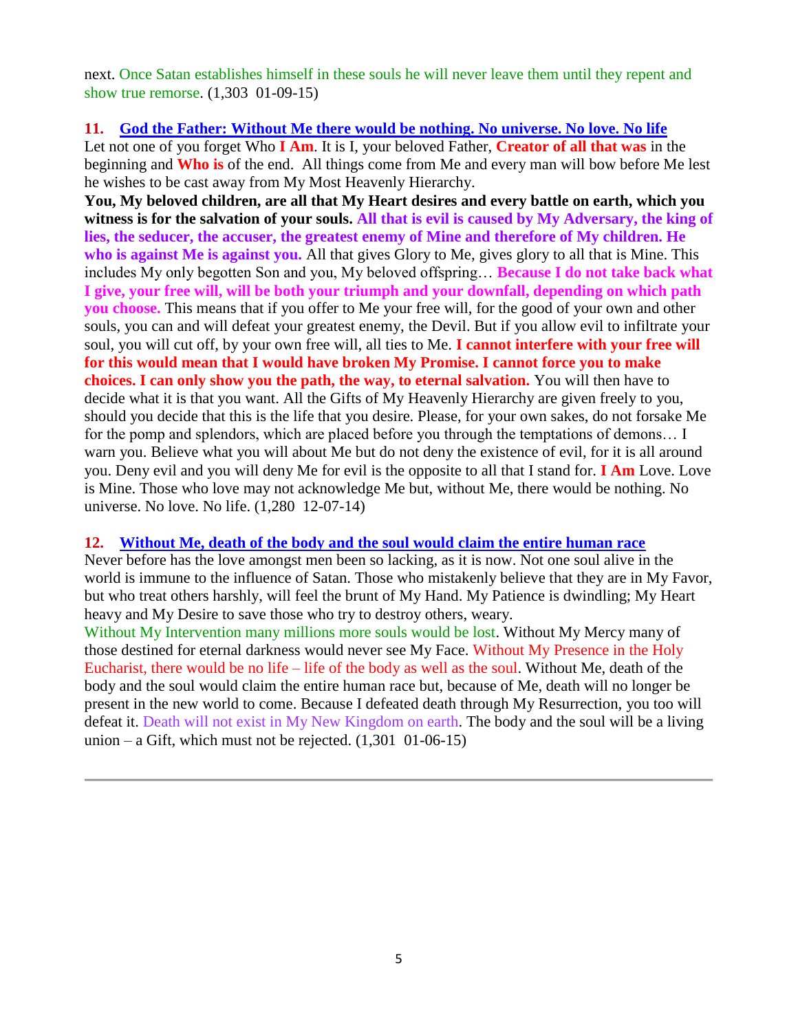next. Once Satan establishes himself in these souls he will never leave them until they repent and show true remorse. (1,303 01-09-15)

**11. God the Father: Without Me there would be nothing. No universe. No love. No life**

Let not one of you forget Who **I Am**. It is I, your beloved Father, **Creator of all that was** in the beginning and **Who is** of the end. All things come from Me and every man will bow before Me lest he wishes to be cast away from My Most Heavenly Hierarchy.

**You, My beloved children, are all that My Heart desires and every battle on earth, which you witness is for the salvation of your souls. All that is evil is caused by My Adversary, the king of lies, the seducer, the accuser, the greatest enemy of Mine and therefore of My children. He who is against Me is against you.** All that gives Glory to Me, gives glory to all that is Mine. This includes My only begotten Son and you, My beloved offspring… **Because I do not take back what I give, your free will, will be both your triumph and your downfall, depending on which path you choose.** This means that if you offer to Me your free will, for the good of your own and other souls, you can and will defeat your greatest enemy, the Devil. But if you allow evil to infiltrate your soul, you will cut off, by your own free will, all ties to Me. **I cannot interfere with your free will for this would mean that I would have broken My Promise. I cannot force you to make choices. I can only show you the path, the way, to eternal salvation.** You will then have to decide what it is that you want. All the Gifts of My Heavenly Hierarchy are given freely to you, should you decide that this is the life that you desire. Please, for your own sakes, do not forsake Me for the pomp and splendors, which are placed before you through the temptations of demons… I warn you. Believe what you will about Me but do not deny the existence of evil, for it is all around you. Deny evil and you will deny Me for evil is the opposite to all that I stand for. **I Am** Love. Love is Mine. Those who love may not acknowledge Me but, without Me, there would be nothing. No universe. No love. No life. (1,280 12-07-14)

**12. Without Me, death of the body and the soul would claim the entire human race**

Never before has the love amongst men been so lacking, as it is now. Not one soul alive in the world is immune to the influence of Satan. Those who mistakenly believe that they are in My Favor, but who treat others harshly, will feel the brunt of My Hand. My Patience is dwindling; My Heart heavy and My Desire to save those who try to destroy others, weary.

Without My Intervention many millions more souls would be lost. Without My Mercy many of those destined for eternal darkness would never see My Face. Without My Presence in the Holy Eucharist, there would be no life – life of the body as well as the soul. Without Me, death of the body and the soul would claim the entire human race but, because of Me, death will no longer be present in the new world to come. Because I defeated death through My Resurrection, you too will defeat it. Death will not exist in My New Kingdom on earth. The body and the soul will be a living union – a Gift, which must not be rejected. (1,301 01-06-15)

---